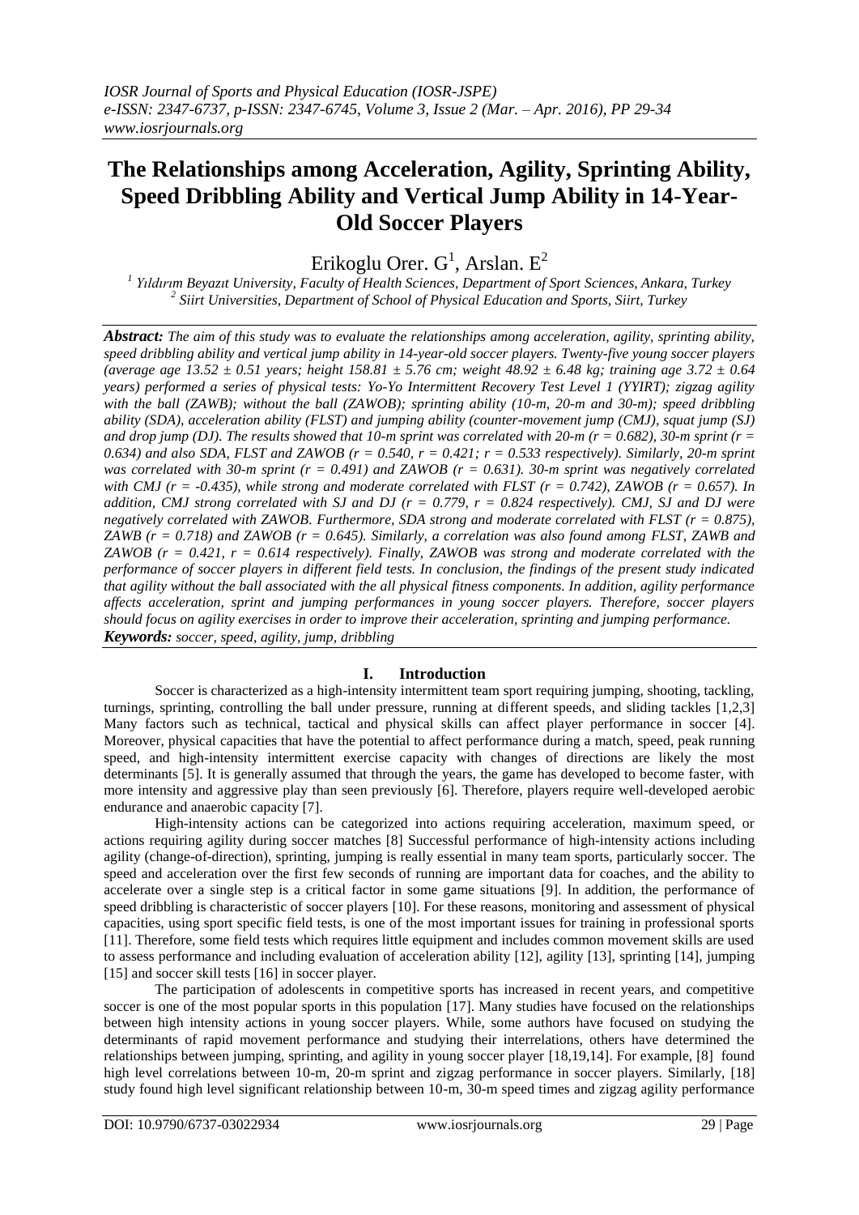# The Relationships among Acceleration, Agility, Sprinting Ability, Speed Dribbling Ability and Vertical Jump Ability in 14-Year-Old Soccer Players

Erikoglu Orer. G[1], Arslan. E[2]

[1] Yıldırım Beyazıt University, Faculty of Health Sciences, Department of Sport Sciences, Ankara, Turkey
[2] Siirt Universities, Department of School of Physical Education and Sports, Siirt, Turkey

***Abstract:*** *The aim of this study was to evaluate the relationships among acceleration, agility, sprinting ability, speed dribbling ability and vertical jump ability in 14-year-old soccer players. Twenty-five young soccer players (average age 13.52 ± 0.51 years; height 158.81 ± 5.76 cm; weight 48.92 ± 6.48 kg; training age 3.72 ± 0.64 years) performed a series of physical tests: Yo-Yo Intermittent Recovery Test Level 1 (YYIRT); zigzag agility with the ball (ZAWB); without the ball (ZAWOB); sprinting ability (10-m, 20-m and 30-m); speed dribbling ability (SDA), acceleration ability (FLST) and jumping ability (counter-movement jump (CMJ), squat jump (SJ) and drop jump (DJ). The results showed that 10-m sprint was correlated with 20-m ($r = 0.682$), 30-m sprint ($r = 0.634$) and also SDA, FLST and ZAWOB ($r = 0.540$, $r = 0.421$; $r = 0.533$ respectively). Similarly, 20-m sprint was correlated with 30-m sprint ($r = 0.491$) and ZAWOB ($r = 0.631$). 30-m sprint was negatively correlated with CMJ ($r = -0.435$), while strong and moderate correlated with FLST ($r = 0.742$), ZAWOB ($r = 0.657$). In addition, CMJ strong correlated with SJ and DJ ($r = 0.779$, $r = 0.824$ respectively). CMJ, SJ and DJ were negatively correlated with ZAWOB. Furthermore, SDA strong and moderate correlated with FLST ($r = 0.875$), ZAWB ($r = 0.718$) and ZAWOB ($r = 0.645$). Similarly, a correlation was also found among FLST, ZAWB and ZAWOB ($r = 0.421$, $r = 0.614$ respectively). Finally, ZAWOB was strong and moderate correlated with the performance of soccer players in different field tests. In conclusion, the findings of the present study indicated that agility without the ball associated with the all physical fitness components. In addition, agility performance affects acceleration, sprint and jumping performances in young soccer players. Therefore, soccer players should focus on agility exercises in order to improve their acceleration, sprinting and jumping performance.*

***Keywords:*** *soccer, speed, agility, jump, dribbling*

## I. Introduction

Soccer is characterized as a high-intensity intermittent team sport requiring jumping, shooting, tackling, turnings, sprinting, controlling the ball under pressure, running at different speeds, and sliding tackles [1,2,3] Many factors such as technical, tactical and physical skills can affect player performance in soccer [4]. Moreover, physical capacities that have the potential to affect performance during a match, speed, peak running speed, and high-intensity intermittent exercise capacity with changes of directions are likely the most determinants [5]. It is generally assumed that through the years, the game has developed to become faster, with more intensity and aggressive play than seen previously [6]. Therefore, players require well-developed aerobic endurance and anaerobic capacity [7].

High-intensity actions can be categorized into actions requiring acceleration, maximum speed, or actions requiring agility during soccer matches [8] Successful performance of high-intensity actions including agility (change-of-direction), sprinting, jumping is really essential in many team sports, particularly soccer. The speed and acceleration over the first few seconds of running are important data for coaches, and the ability to accelerate over a single step is a critical factor in some game situations [9]. In addition, the performance of speed dribbling is characteristic of soccer players [10]. For these reasons, monitoring and assessment of physical capacities, using sport specific field tests, is one of the most important issues for training in professional sports [11]. Therefore, some field tests which requires little equipment and includes common movement skills are used to assess performance and including evaluation of acceleration ability [12], agility [13], sprinting [14], jumping [15] and soccer skill tests [16] in soccer player.

The participation of adolescents in competitive sports has increased in recent years, and competitive soccer is one of the most popular sports in this population [17]. Many studies have focused on the relationships between high intensity actions in young soccer players. While, some authors have focused on studying the determinants of rapid movement performance and studying their interrelations, others have determined the relationships between jumping, sprinting, and agility in young soccer player [18,19,14]. For example, [8] found high level correlations between 10-m, 20-m sprint and zigzag performance in soccer players. Similarly, [18] study found high level significant relationship between 10-m, 30-m speed times and zigzag agility performance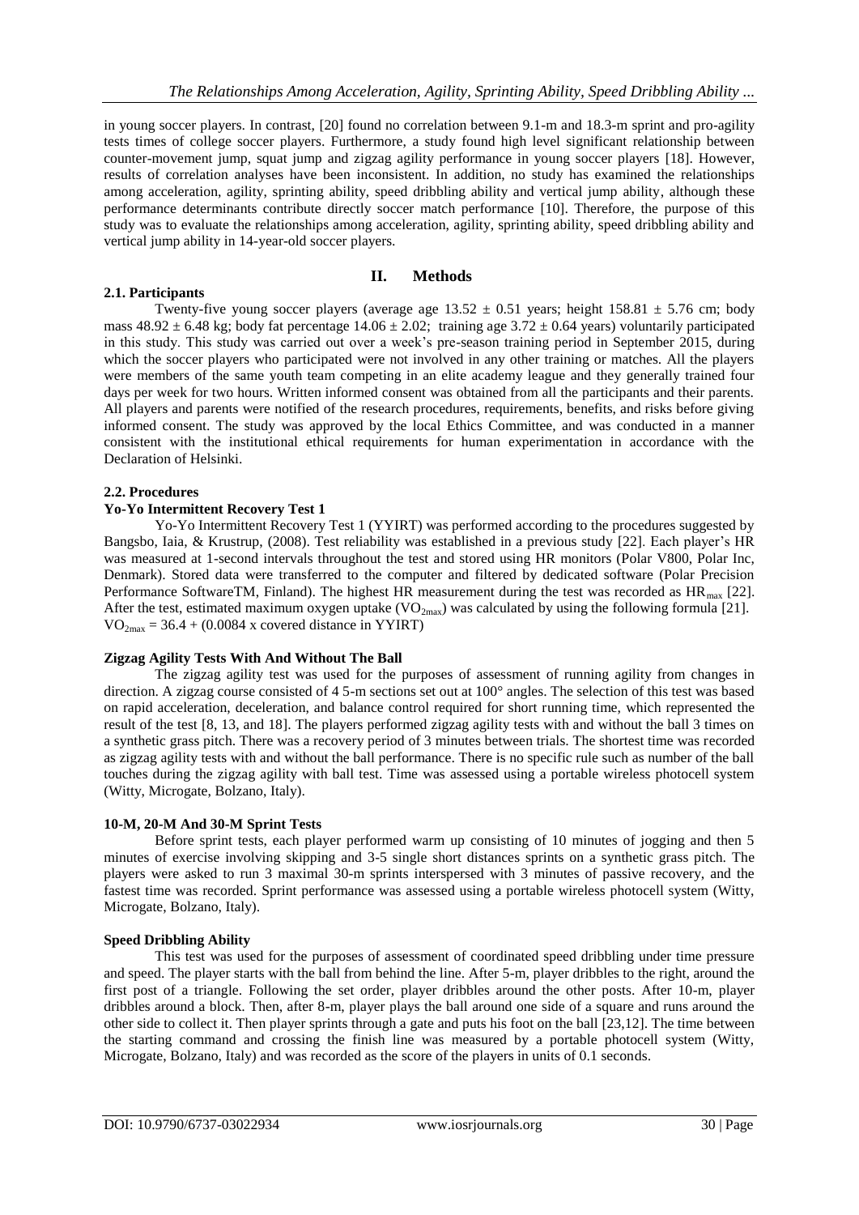in young soccer players. In contrast, [20] found no correlation between 9.1-m and 18.3-m sprint and pro-agility tests times of college soccer players. Furthermore, a study found high level significant relationship between counter-movement jump, squat jump and zigzag agility performance in young soccer players [18]. However, results of correlation analyses have been inconsistent. In addition, no study has examined the relationships among acceleration, agility, sprinting ability, speed dribbling ability and vertical jump ability, although these performance determinants contribute directly soccer match performance [10]. Therefore, the purpose of this study was to evaluate the relationships among acceleration, agility, sprinting ability, speed dribbling ability and vertical jump ability in 14-year-old soccer players.

## II. Methods

### 2.1. Participants

Twenty-five young soccer players (average age 13.52 ± 0.51 years; height 158.81 ± 5.76 cm; body mass 48.92 ± 6.48 kg; body fat percentage 14.06 ± 2.02; training age 3.72 ± 0.64 years) voluntarily participated in this study. This study was carried out over a week's pre-season training period in September 2015, during which the soccer players who participated were not involved in any other training or matches. All the players were members of the same youth team competing in an elite academy league and they generally trained four days per week for two hours. Written informed consent was obtained from all the participants and their parents. All players and parents were notified of the research procedures, requirements, benefits, and risks before giving informed consent. The study was approved by the local Ethics Committee, and was conducted in a manner consistent with the institutional ethical requirements for human experimentation in accordance with the Declaration of Helsinki.

### 2.2. Procedures

**Yo-Yo Intermittent Recovery Test 1**

Yo-Yo Intermittent Recovery Test 1 (YYIRT) was performed according to the procedures suggested by Bangsbo, Iaia, & Krustrup, (2008). Test reliability was established in a previous study [22]. Each player's HR was measured at 1-second intervals throughout the test and stored using HR monitors (Polar V800, Polar Inc, Denmark). Stored data were transferred to the computer and filtered by dedicated software (Polar Precision Performance SoftwareTM, Finland). The highest HR measurement during the test was recorded as $HR_{max}$ [22]. After the test, estimated maximum oxygen uptake ($VO_{2max}$) was calculated by using the following formula [21].
$VO_{2max} = 36.4 + (0.0084 \times \text{covered distance in YYIRT})$

**Zigzag Agility Tests With And Without The Ball**

The zigzag agility test was used for the purposes of assessment of running agility from changes in direction. A zigzag course consisted of 4 5-m sections set out at 100° angles. The selection of this test was based on rapid acceleration, deceleration, and balance control required for short running time, which represented the result of the test [8, 13, and 18]. The players performed zigzag agility tests with and without the ball 3 times on a synthetic grass pitch. There was a recovery period of 3 minutes between trials. The shortest time was recorded as zigzag agility tests with and without the ball performance. There is no specific rule such as number of the ball touches during the zigzag agility with ball test. Time was assessed using a portable wireless photocell system (Witty, Microgate, Bolzano, Italy).

**10-M, 20-M And 30-M Sprint Tests**

Before sprint tests, each player performed warm up consisting of 10 minutes of jogging and then 5 minutes of exercise involving skipping and 3-5 single short distances sprints on a synthetic grass pitch. The players were asked to run 3 maximal 30-m sprints interspersed with 3 minutes of passive recovery, and the fastest time was recorded. Sprint performance was assessed using a portable wireless photocell system (Witty, Microgate, Bolzano, Italy).

**Speed Dribbling Ability**

This test was used for the purposes of assessment of coordinated speed dribbling under time pressure and speed. The player starts with the ball from behind the line. After 5-m, player dribbles to the right, around the first post of a triangle. Following the set order, player dribbles around the other posts. After 10-m, player dribbles around a block. Then, after 8-m, player plays the ball around one side of a square and runs around the other side to collect it. Then player sprints through a gate and puts his foot on the ball [23,12]. The time between the starting command and crossing the finish line was measured by a portable photocell system (Witty, Microgate, Bolzano, Italy) and was recorded as the score of the players in units of 0.1 seconds.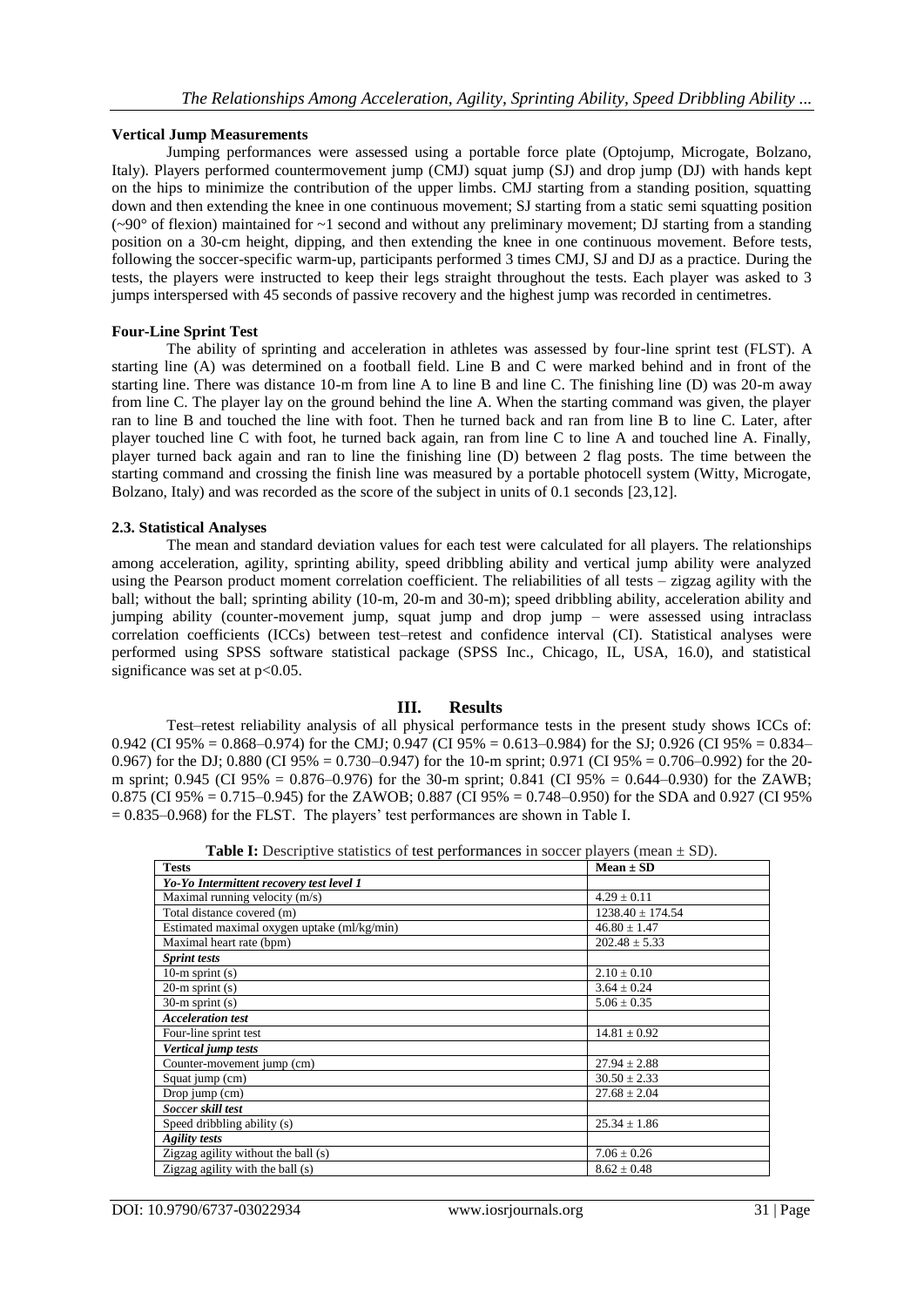### Vertical Jump Measurements

Jumping performances were assessed using a portable force plate (Optojump, Microgate, Bolzano, Italy). Players performed countermovement jump (CMJ) squat jump (SJ) and drop jump (DJ) with hands kept on the hips to minimize the contribution of the upper limbs. CMJ starting from a standing position, squatting down and then extending the knee in one continuous movement; SJ starting from a static semi squatting position (~90° of flexion) maintained for ~1 second and without any preliminary movement; DJ starting from a standing position on a 30-cm height, dipping, and then extending the knee in one continuous movement. Before tests, following the soccer-specific warm-up, participants performed 3 times CMJ, SJ and DJ as a practice. During the tests, the players were instructed to keep their legs straight throughout the tests. Each player was asked to 3 jumps interspersed with 45 seconds of passive recovery and the highest jump was recorded in centimetres.

### Four-Line Sprint Test

The ability of sprinting and acceleration in athletes was assessed by four-line sprint test (FLST). A starting line (A) was determined on a football field. Line B and C were marked behind and in front of the starting line. There was distance 10-m from line A to line B and line C. The finishing line (D) was 20-m away from line C. The player lay on the ground behind the line A. When the starting command was given, the player ran to line B and touched the line with foot. Then he turned back and ran from line B to line C. Later, after player touched line C with foot, he turned back again, ran from line C to line A and touched line A. Finally, player turned back again and ran to line the finishing line (D) between 2 flag posts. The time between the starting command and crossing the finish line was measured by a portable photocell system (Witty, Microgate, Bolzano, Italy) and was recorded as the score of the subject in units of 0.1 seconds [23,12].

### 2.3. Statistical Analyses

The mean and standard deviation values for each test were calculated for all players. The relationships among acceleration, agility, sprinting ability, speed dribbling ability and vertical jump ability were analyzed using the Pearson product moment correlation coefficient. The reliabilities of all tests – zigzag agility with the ball; without the ball; sprinting ability (10-m, 20-m and 30-m); speed dribbling ability, acceleration ability and jumping ability (counter-movement jump, squat jump and drop jump – were assessed using intraclass correlation coefficients (ICCs) between test–retest and confidence interval (CI). Statistical analyses were performed using SPSS software statistical package (SPSS Inc., Chicago, IL, USA, 16.0), and statistical significance was set at $p<0.05$.

## III. Results

Test–retest reliability analysis of all physical performance tests in the present study shows ICCs of: 0.942 (CI 95% = 0.868–0.974) for the CMJ; 0.947 (CI 95% = 0.613–0.984) for the SJ; 0.926 (CI 95% = 0.834–0.967) for the DJ; 0.880 (CI 95% = 0.730–0.947) for the 10-m sprint; 0.971 (CI 95% = 0.706–0.992) for the 20-m sprint; 0.945 (CI 95% = 0.876–0.976) for the 30-m sprint; 0.841 (CI 95% = 0.644–0.930) for the ZAWB; 0.875 (CI 95% = 0.715–0.945) for the ZAWOB; 0.887 (CI 95% = 0.748–0.950) for the SDA and 0.927 (CI 95% = 0.835–0.968) for the FLST. The players' test performances are shown in Table I.

**Table I:** Descriptive statistics of test performances in soccer players (mean ± SD).

| Tests | Mean ± SD |
|---|---|
| ***Yo-Yo Intermittent recovery test level 1*** | |
| Maximal running velocity (m/s) | 4.29 ± 0.11 |
| Total distance covered (m) | 1238.40 ± 174.54 |
| Estimated maximal oxygen uptake (ml/kg/min) | 46.80 ± 1.47 |
| Maximal heart rate (bpm) | 202.48 ± 5.33 |
| ***Sprint tests*** | |
| 10-m sprint (s) | 2.10 ± 0.10 |
| 20-m sprint (s) | 3.64 ± 0.24 |
| 30-m sprint (s) | 5.06 ± 0.35 |
| ***Acceleration test*** | |
| Four-line sprint test | 14.81 ± 0.92 |
| ***Vertical jump tests*** | |
| Counter-movement jump (cm) | 27.94 ± 2.88 |
| Squat jump (cm) | 30.50 ± 2.33 |
| Drop jump (cm) | 27.68 ± 2.04 |
| ***Soccer skill test*** | |
| Speed dribbling ability (s) | 25.34 ± 1.86 |
| ***Agility tests*** | |
| Zigzag agility without the ball (s) | 7.06 ± 0.26 |
| Zigzag agility with the ball (s) | 8.62 ± 0.48 |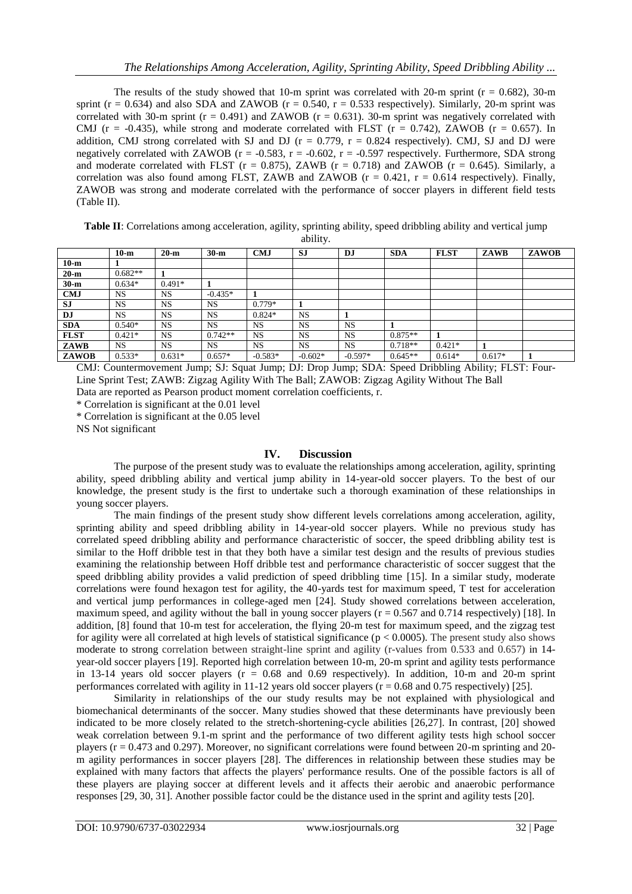The results of the study showed that 10-m sprint was correlated with 20-m sprint (r = 0.682), 30-m sprint (r = 0.634) and also SDA and ZAWOB (r = 0.540, r = 0.533 respectively). Similarly, 20-m sprint was correlated with 30-m sprint (r = 0.491) and ZAWOB (r = 0.631). 30-m sprint was negatively correlated with CMJ (r = -0.435), while strong and moderate correlated with FLST (r = 0.742), ZAWOB (r = 0.657). In addition, CMJ strong correlated with SJ and DJ (r = 0.779, r = 0.824 respectively). CMJ, SJ and DJ were negatively correlated with ZAWOB (r = -0.583, r = -0.602, r = -0.597 respectively. Furthermore, SDA strong and moderate correlated with FLST (r = 0.875), ZAWB (r = 0.718) and ZAWOB (r = 0.645). Similarly, a correlation was also found among FLST, ZAWB and ZAWOB (r = 0.421, r = 0.614 respectively). Finally, ZAWOB was strong and moderate correlated with the performance of soccer players in different field tests (Table II).

**Table II**: Correlations among acceleration, agility, sprinting ability, speed dribbling ability and vertical jump ability.

| | 10-m | 20-m | 30-m | CMJ | SJ | DJ | SDA | FLST | ZAWB | ZAWOB |
|---|---|---|---|---|---|---|---|---|---|---|
| **10-m** | 1 | | | | | | | | | |
| **20-m** | 0.682** | 1 | | | | | | | | |
| **30-m** | 0.634* | 0.491* | 1 | | | | | | | |
| **CMJ** | NS | NS | -0.435* | 1 | | | | | | |
| **SJ** | NS | NS | NS | 0.779* | 1 | | | | | |
| **DJ** | NS | NS | NS | 0.824* | NS | 1 | | | | |
| **SDA** | 0.540* | NS | NS | NS | NS | NS | 1 | | | |
| **FLST** | 0.421* | NS | 0.742** | NS | NS | NS | 0.875** | 1 | | |
| **ZAWB** | NS | NS | NS | NS | NS | NS | 0.718** | 0.421* | 1 | |
| **ZAWOB** | 0.533* | 0.631* | 0.657* | -0.583* | -0.602* | -0.597* | 0.645** | 0.614* | 0.617* | 1 |

CMJ: Countermovement Jump; SJ: Squat Jump; DJ: Drop Jump; SDA: Speed Dribbling Ability; FLST: Four-Line Sprint Test; ZAWB: Zigzag Agility With The Ball; ZAWOB: Zigzag Agility Without The Ball

Data are reported as Pearson product moment correlation coefficients, r.

\* Correlation is significant at the 0.01 level

\* Correlation is significant at the 0.05 level

NS Not significant

## IV. Discussion

The purpose of the present study was to evaluate the relationships among acceleration, agility, sprinting ability, speed dribbling ability and vertical jump ability in 14-year-old soccer players. To the best of our knowledge, the present study is the first to undertake such a thorough examination of these relationships in young soccer players.

The main findings of the present study show different levels correlations among acceleration, agility, sprinting ability and speed dribbling ability in 14-year-old soccer players. While no previous study has correlated speed dribbling ability and performance characteristic of soccer, the speed dribbling ability test is similar to the Hoff dribble test in that they both have a similar test design and the results of previous studies examining the relationship between Hoff dribble test and performance characteristic of soccer suggest that the speed dribbling ability provides a valid prediction of speed dribbling time [15]. In a similar study, moderate correlations were found hexagon test for agility, the 40-yards test for maximum speed, T test for acceleration and vertical jump performances in college-aged men [24]. Study showed correlations between acceleration, maximum speed, and agility without the ball in young soccer players (r = 0.567 and 0.714 respectively) [18]. In addition, [8] found that 10-m test for acceleration, the flying 20-m test for maximum speed, and the zigzag test for agility were all correlated at high levels of statistical significance ($p < 0.0005$). The present study also shows moderate to strong correlation between straight-line sprint and agility (r-values from 0.533 and 0.657) in 14-year-old soccer players [19]. Reported high correlation between 10-m, 20-m sprint and agility tests performance in 13-14 years old soccer players (r = 0.68 and 0.69 respectively). In addition, 10-m and 20-m sprint performances correlated with agility in 11-12 years old soccer players (r = 0.68 and 0.75 respectively) [25].

Similarity in relationships of the our study results may be not explained with physiological and biomechanical determinants of the soccer. Many studies showed that these determinants have previously been indicated to be more closely related to the stretch-shortening-cycle abilities [26,27]. In contrast, [20] showed weak correlation between 9.1-m sprint and the performance of two different agility tests high school soccer players (r = 0.473 and 0.297). Moreover, no significant correlations were found between 20-m sprinting and 20-m agility performances in soccer players [28]. The differences in relationship between these studies may be explained with many factors that affects the players' performance results. One of the possible factors is all of these players are playing soccer at different levels and it affects their aerobic and anaerobic performance responses [29, 30, 31]. Another possible factor could be the distance used in the sprint and agility tests [20].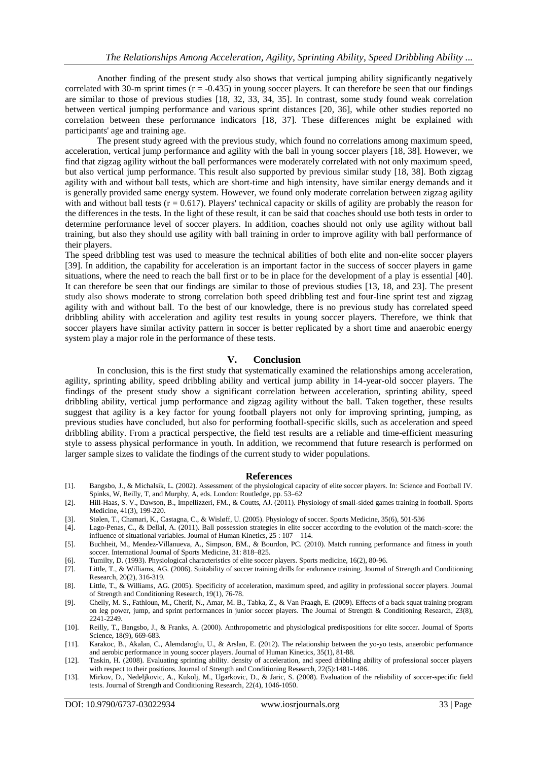Another finding of the present study also shows that vertical jumping ability significantly negatively correlated with 30-m sprint times ($r = -0.435$) in young soccer players. It can therefore be seen that our findings are similar to those of previous studies [18, 32, 33, 34, 35]. In contrast, some study found weak correlation between vertical jumping performance and various sprint distances [20, 36], while other studies reported no correlation between these performance indicators [18, 37]. These differences might be explained with participants' age and training age.

The present study agreed with the previous study, which found no correlations among maximum speed, acceleration, vertical jump performance and agility with the ball in young soccer players [18, 38]. However, we find that zigzag agility without the ball performances were moderately correlated with not only maximum speed, but also vertical jump performance. This result also supported by previous similar study [18, 38]. Both zigzag agility with and without ball tests, which are short-time and high intensity, have similar energy demands and it is generally provided same energy system. However, we found only moderate correlation between zigzag agility with and without ball tests ($r = 0.617$). Players' technical capacity or skills of agility are probably the reason for the differences in the tests. In the light of these result, it can be said that coaches should use both tests in order to determine performance level of soccer players. In addition, coaches should not only use agility without ball training, but also they should use agility with ball training in order to improve agility with ball performance of their players.

The speed dribbling test was used to measure the technical abilities of both elite and non-elite soccer players [39]. In addition, the capability for acceleration is an important factor in the success of soccer players in game situations, where the need to reach the ball first or to be in place for the development of a play is essential [40]. It can therefore be seen that our findings are similar to those of previous studies [13, 18, and 23]. The present study also shows moderate to strong correlation both speed dribbling test and four-line sprint test and zigzag agility with and without ball. To the best of our knowledge, there is no previous study has correlated speed dribbling ability with acceleration and agility test results in young soccer players. Therefore, we think that soccer players have similar activity pattern in soccer is better replicated by a short time and anaerobic energy system play a major role in the performance of these tests.

## V. Conclusion

In conclusion, this is the first study that systematically examined the relationships among acceleration, agility, sprinting ability, speed dribbling ability and vertical jump ability in 14-year-old soccer players. The findings of the present study show a significant correlation between acceleration, sprinting ability, speed dribbling ability, vertical jump performance and zigzag agility without the ball. Taken together, these results suggest that agility is a key factor for young football players not only for improving sprinting, jumping, as previous studies have concluded, but also for performing football-specific skills, such as acceleration and speed dribbling ability. From a practical perspective, the field test results are a reliable and time-efficient measuring style to assess physical performance in youth. In addition, we recommend that future research is performed on larger sample sizes to validate the findings of the current study to wider populations.

## References

[1]. Bangsbo, J., & Michalsik, L. (2002). Assessment of the physiological capacity of elite soccer players. In: Science and Football IV. Spinks, W, Reilly, T, and Murphy, A, eds. London: Routledge, pp. 53–62

[2]. Hill-Haas, S. V., Dawson, B., Impellizzeri, FM., & Coutts, AJ. (2011). Physiology of small-sided games training in football. Sports Medicine, 41(3), 199-220.

[3]. Stølen, T., Chamari, K., Castagna, C., & Wisløff, U. (2005). Physiology of soccer. Sports Medicine, 35(6), 501-536

[4]. Lago-Penas, C., & Dellal, A. (2011). Ball possession strategies in elite soccer according to the evolution of the match-score: the influence of situational variables. Journal of Human Kinetics, 25 : 107 – 114.

[5]. Buchheit, M., Mendez-Villanueva, A., Simpson, BM., & Bourdon, PC. (2010). Match running performance and fitness in youth soccer. International Journal of Sports Medicine, 31: 818–825.

[6]. Tumilty, D. (1993). Physiological characteristics of elite soccer players. Sports medicine, 16(2), 80-96.

[7]. Little, T., & Williams, AG. (2006). Suitability of soccer training drills for endurance training. Journal of Strength and Conditioning Research, 20(2), 316-319.

[8]. Little, T., & Williams, AG. (2005). Specificity of acceleration, maximum speed, and agility in professional soccer players. Journal of Strength and Conditioning Research, 19(1), 76-78.

[9]. Chelly, M. S., Fathloun, M., Cherif, N., Amar, M. B., Tabka, Z., & Van Praagh, E. (2009). Effects of a back squat training program on leg power, jump, and sprint performances in junior soccer players. The Journal of Strength & Conditioning Research, 23(8), 2241-2249.

[10]. Reilly, T., Bangsbo, J., & Franks, A. (2000). Anthropometric and physiological predispositions for elite soccer. Journal of Sports Science, 18(9), 669-683.

[11]. Karakoc, B., Akalan, C., Alemdaroglu, U., & Arslan, E. (2012). The relationship between the yo-yo tests, anaerobic performance and aerobic performance in young soccer players. Journal of Human Kinetics, 35(1), 81-88.

[12]. Taskin, H. (2008). Evaluating sprinting ability. density of acceleration, and speed dribbling ability of professional soccer players with respect to their positions. Journal of Strength and Conditioning Research, 22(5):1481-1486.

[13]. Mirkov, D., Nedeljkovic, A., Kukolj, M., Ugarkovic, D., & Jaric, S. (2008). Evaluation of the reliability of soccer-specific field tests. Journal of Strength and Conditioning Research, 22(4), 1046-1050.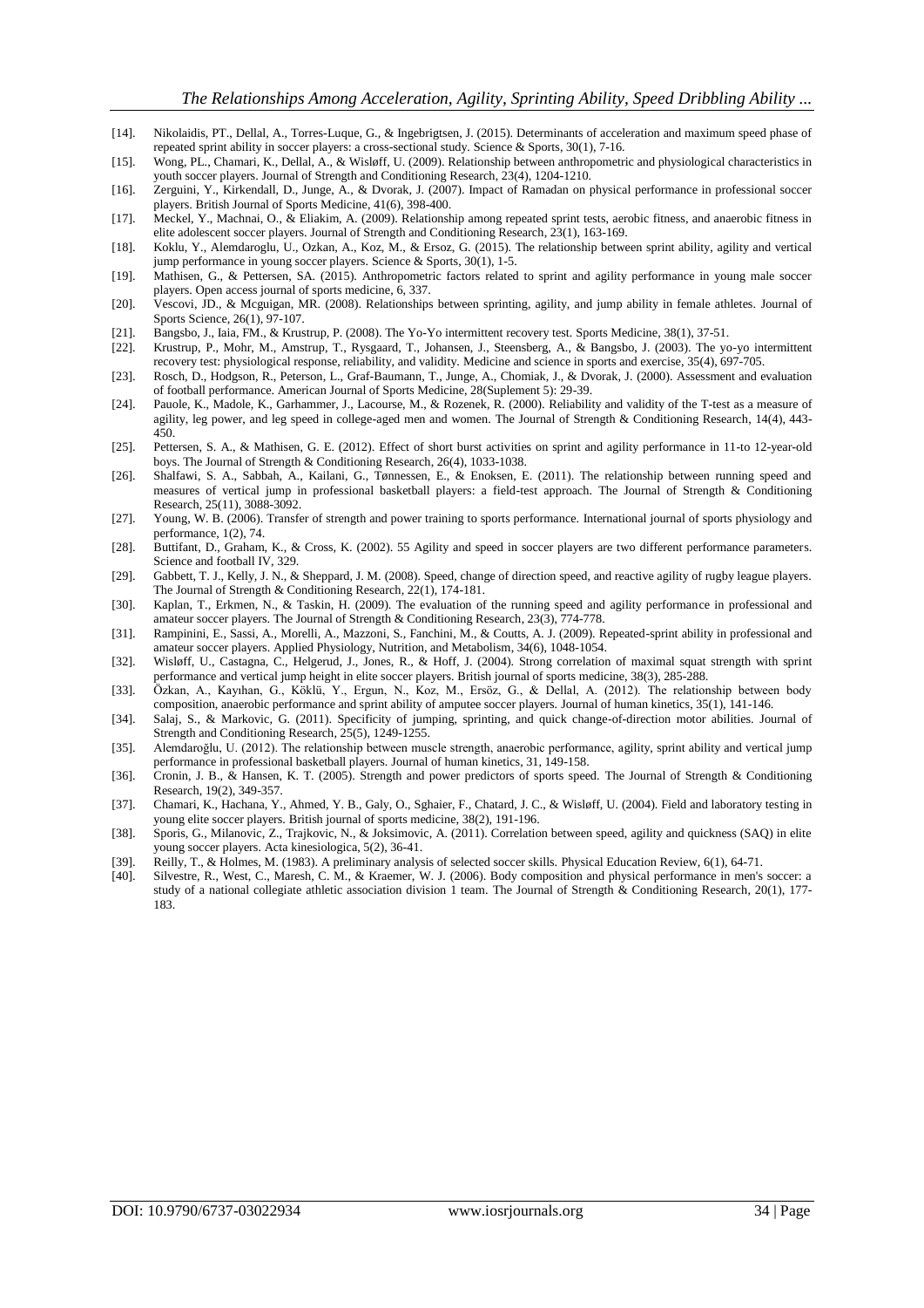[14]. Nikolaidis, PT., Dellal, A., Torres-Luque, G., & Ingebrigtsen, J. (2015). Determinants of acceleration and maximum speed phase of repeated sprint ability in soccer players: a cross-sectional study. Science & Sports, 30(1), 7-16.

[15]. Wong, PL., Chamari, K., Dellal, A., & Wisløff, U. (2009). Relationship between anthropometric and physiological characteristics in youth soccer players. Journal of Strength and Conditioning Research, 23(4), 1204-1210.

[16]. Zerguini, Y., Kirkendall, D., Junge, A., & Dvorak, J. (2007). Impact of Ramadan on physical performance in professional soccer players. British Journal of Sports Medicine, 41(6), 398-400.

[17]. Meckel, Y., Machnai, O., & Eliakim, A. (2009). Relationship among repeated sprint tests, aerobic fitness, and anaerobic fitness in elite adolescent soccer players. Journal of Strength and Conditioning Research, 23(1), 163-169.

[18]. Koklu, Y., Alemdaroglu, U., Ozkan, A., Koz, M., & Ersoz, G. (2015). The relationship between sprint ability, agility and vertical jump performance in young soccer players. Science & Sports, 30(1), 1-5.

[19]. Mathisen, G., & Pettersen, SA. (2015). Anthropometric factors related to sprint and agility performance in young male soccer players. Open access journal of sports medicine, 6, 337.

[20]. Vescovi, JD., & Mcguigan, MR. (2008). Relationships between sprinting, agility, and jump ability in female athletes. Journal of Sports Science, 26(1), 97-107.

[21]. Bangsbo, J., Iaia, FM., & Krustrup, P. (2008). The Yo-Yo intermittent recovery test. Sports Medicine, 38(1), 37-51.

[22]. Krustrup, P., Mohr, M., Amstrup, T., Rysgaard, T., Johansen, J., Steensberg, A., & Bangsbo, J. (2003). The yo-yo intermittent recovery test: physiological response, reliability, and validity. Medicine and science in sports and exercise, 35(4), 697-705.

[23]. Rosch, D., Hodgson, R., Peterson, L., Graf-Baumann, T., Junge, A., Chomiak, J., & Dvorak, J. (2000). Assessment and evaluation of football performance. American Journal of Sports Medicine, 28(Suplement 5): 29-39.

[24]. Pauole, K., Madole, K., Garhammer, J., Lacourse, M., & Rozenek, R. (2000). Reliability and validity of the T-test as a measure of agility, leg power, and leg speed in college-aged men and women. The Journal of Strength & Conditioning Research, 14(4), 443-450.

[25]. Pettersen, S. A., & Mathisen, G. E. (2012). Effect of short burst activities on sprint and agility performance in 11-to 12-year-old boys. The Journal of Strength & Conditioning Research, 26(4), 1033-1038.

[26]. Shalfawi, S. A., Sabbah, A., Kailani, G., Tønnessen, E., & Enoksen, E. (2011). The relationship between running speed and measures of vertical jump in professional basketball players: a field-test approach. The Journal of Strength & Conditioning Research, 25(11), 3088-3092.

[27]. Young, W. B. (2006). Transfer of strength and power training to sports performance. International journal of sports physiology and performance, 1(2), 74.

[28]. Buttifant, D., Graham, K., & Cross, K. (2002). 55 Agility and speed in soccer players are two different performance parameters. Science and football IV, 329.

[29]. Gabbett, T. J., Kelly, J. N., & Sheppard, J. M. (2008). Speed, change of direction speed, and reactive agility of rugby league players. The Journal of Strength & Conditioning Research, 22(1), 174-181.

[30]. Kaplan, T., Erkmen, N., & Taskin, H. (2009). The evaluation of the running speed and agility performance in professional and amateur soccer players. The Journal of Strength & Conditioning Research, 23(3), 774-778.

[31]. Rampinini, E., Sassi, A., Morelli, A., Mazzoni, S., Fanchini, M., & Coutts, A. J. (2009). Repeated-sprint ability in professional and amateur soccer players. Applied Physiology, Nutrition, and Metabolism, 34(6), 1048-1054.

[32]. Wisløff, U., Castagna, C., Helgerud, J., Jones, R., & Hoff, J. (2004). Strong correlation of maximal squat strength with sprint performance and vertical jump height in elite soccer players. British journal of sports medicine, 38(3), 285-288.

[33]. Özkan, A., Kayıhan, G., Köklü, Y., Ergun, N., Koz, M., Ersöz, G., & Dellal, A. (2012). The relationship between body composition, anaerobic performance and sprint ability of amputee soccer players. Journal of human kinetics, 35(1), 141-146.

[34]. Salaj, S., & Markovic, G. (2011). Specificity of jumping, sprinting, and quick change-of-direction motor abilities. Journal of Strength and Conditioning Research, 25(5), 1249-1255.

[35]. Alemdaroğlu, U. (2012). The relationship between muscle strength, anaerobic performance, agility, sprint ability and vertical jump performance in professional basketball players. Journal of human kinetics, 31, 149-158.

[36]. Cronin, J. B., & Hansen, K. T. (2005). Strength and power predictors of sports speed. The Journal of Strength & Conditioning Research, 19(2), 349-357.

[37]. Chamari, K., Hachana, Y., Ahmed, Y. B., Galy, O., Sghaier, F., Chatard, J. C., & Wisløff, U. (2004). Field and laboratory testing in young elite soccer players. British journal of sports medicine, 38(2), 191-196.

[38]. Sporis, G., Milanovic, Z., Trajkovic, N., & Joksimovic, A. (2011). Correlation between speed, agility and quickness (SAQ) in elite young soccer players. Acta kinesiologica, 5(2), 36-41.

[39]. Reilly, T., & Holmes, M. (1983). A preliminary analysis of selected soccer skills. Physical Education Review, 6(1), 64-71.

[40]. Silvestre, R., West, C., Maresh, C. M., & Kraemer, W. J. (2006). Body composition and physical performance in men's soccer: a study of a national collegiate athletic association division 1 team. The Journal of Strength & Conditioning Research, 20(1), 177-183.